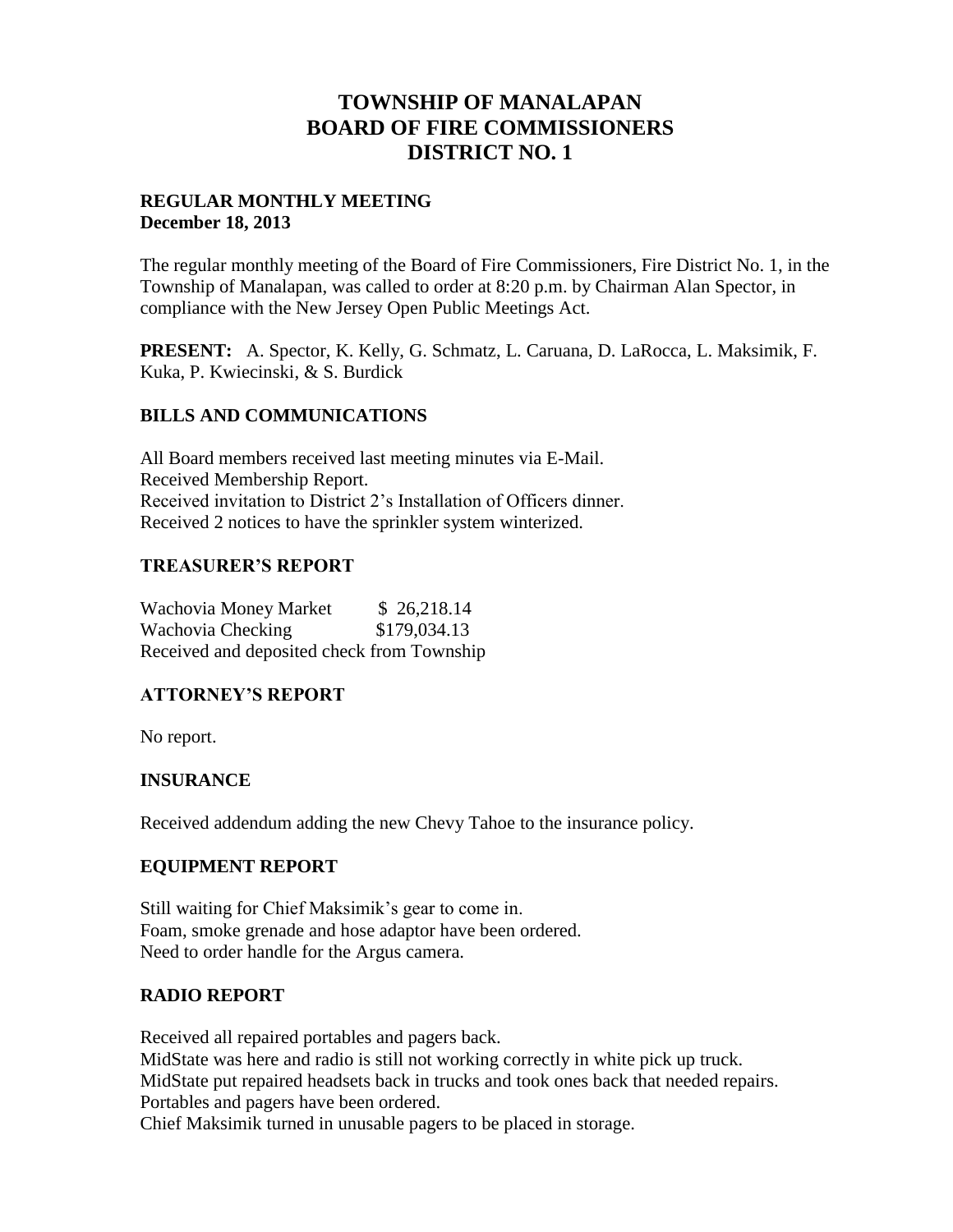# TOWNSHIP OF MANALAPAN
# BOARD OF FIRE COMMISSIONERS
# DISTRICT NO. 1

**REGULAR MONTHLY MEETING**
**December 18, 2013**

The regular monthly meeting of the Board of Fire Commissioners, Fire District No. 1, in the Township of Manalapan, was called to order at 8:20 p.m. by Chairman Alan Spector, in compliance with the New Jersey Open Public Meetings Act.

**PRESENT:** A. Spector, K. Kelly, G. Schmatz, L. Caruana, D. LaRocca, L. Maksimik, F. Kuka, P. Kwiecinski, & S. Burdick

## BILLS AND COMMUNICATIONS

All Board members received last meeting minutes via E-Mail.
Received Membership Report.
Received invitation to District 2's Installation of Officers dinner.
Received 2 notices to have the sprinkler system winterized.

## TREASURER'S REPORT

Wachovia Money Market $ 26,218.14
Wachovia Checking $179,034.13
Received and deposited check from Township

## ATTORNEY'S REPORT

No report.

## INSURANCE

Received addendum adding the new Chevy Tahoe to the insurance policy.

## EQUIPMENT REPORT

Still waiting for Chief Maksimik's gear to come in.
Foam, smoke grenade and hose adaptor have been ordered.
Need to order handle for the Argus camera.

## RADIO REPORT

Received all repaired portables and pagers back.
MidState was here and radio is still not working correctly in white pick up truck.
MidState put repaired headsets back in trucks and took ones back that needed repairs.
Portables and pagers have been ordered.
Chief Maksimik turned in unusable pagers to be placed in storage.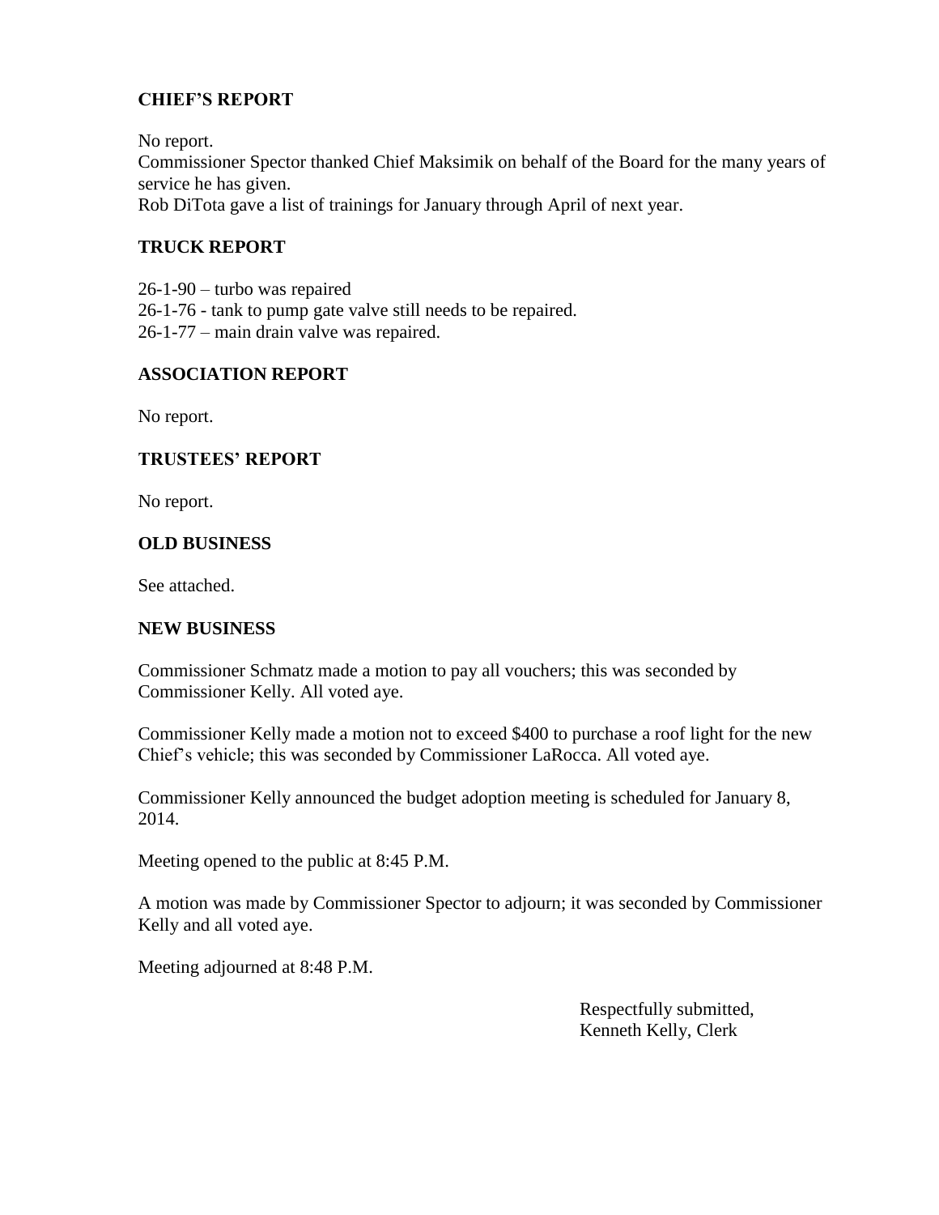## CHIEF'S REPORT

No report.
Commissioner Spector thanked Chief Maksimik on behalf of the Board for the many years of service he has given.
Rob DiTota gave a list of trainings for January through April of next year.

## TRUCK REPORT

26-1-90 – turbo was repaired
26-1-76 - tank to pump gate valve still needs to be repaired.
26-1-77 – main drain valve was repaired.

## ASSOCIATION REPORT

No report.

## TRUSTEES' REPORT

No report.

## OLD BUSINESS

See attached.

## NEW BUSINESS

Commissioner Schmatz made a motion to pay all vouchers; this was seconded by Commissioner Kelly. All voted aye.

Commissioner Kelly made a motion not to exceed $400 to purchase a roof light for the new Chief's vehicle; this was seconded by Commissioner LaRocca. All voted aye.

Commissioner Kelly announced the budget adoption meeting is scheduled for January 8, 2014.

Meeting opened to the public at 8:45 P.M.

A motion was made by Commissioner Spector to adjourn; it was seconded by Commissioner Kelly and all voted aye.

Meeting adjourned at 8:48 P.M.

Respectfully submitted,
Kenneth Kelly, Clerk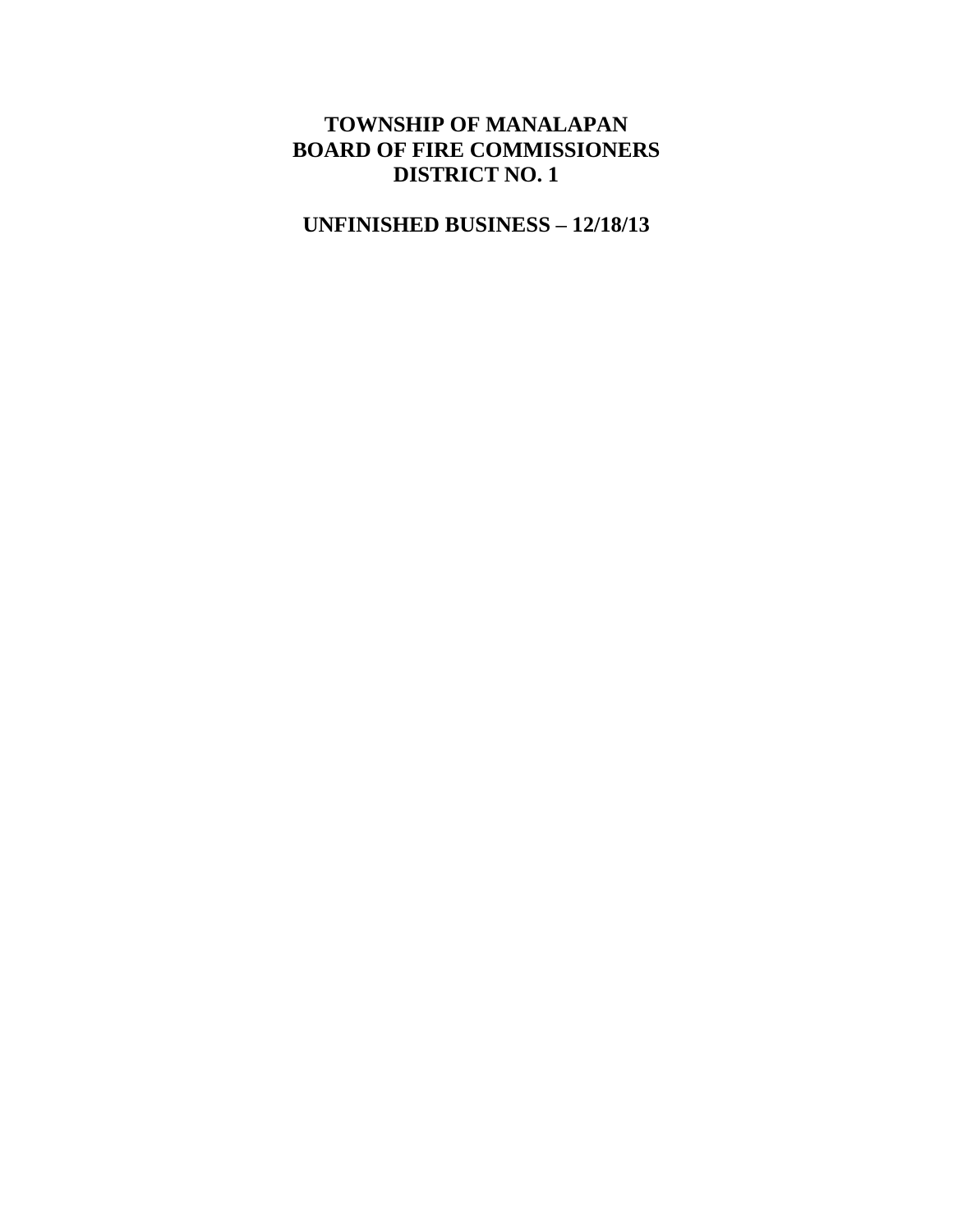# TOWNSHIP OF MANALAPAN
# BOARD OF FIRE COMMISSIONERS
# DISTRICT NO. 1

## UNFINISHED BUSINESS – 12/18/13